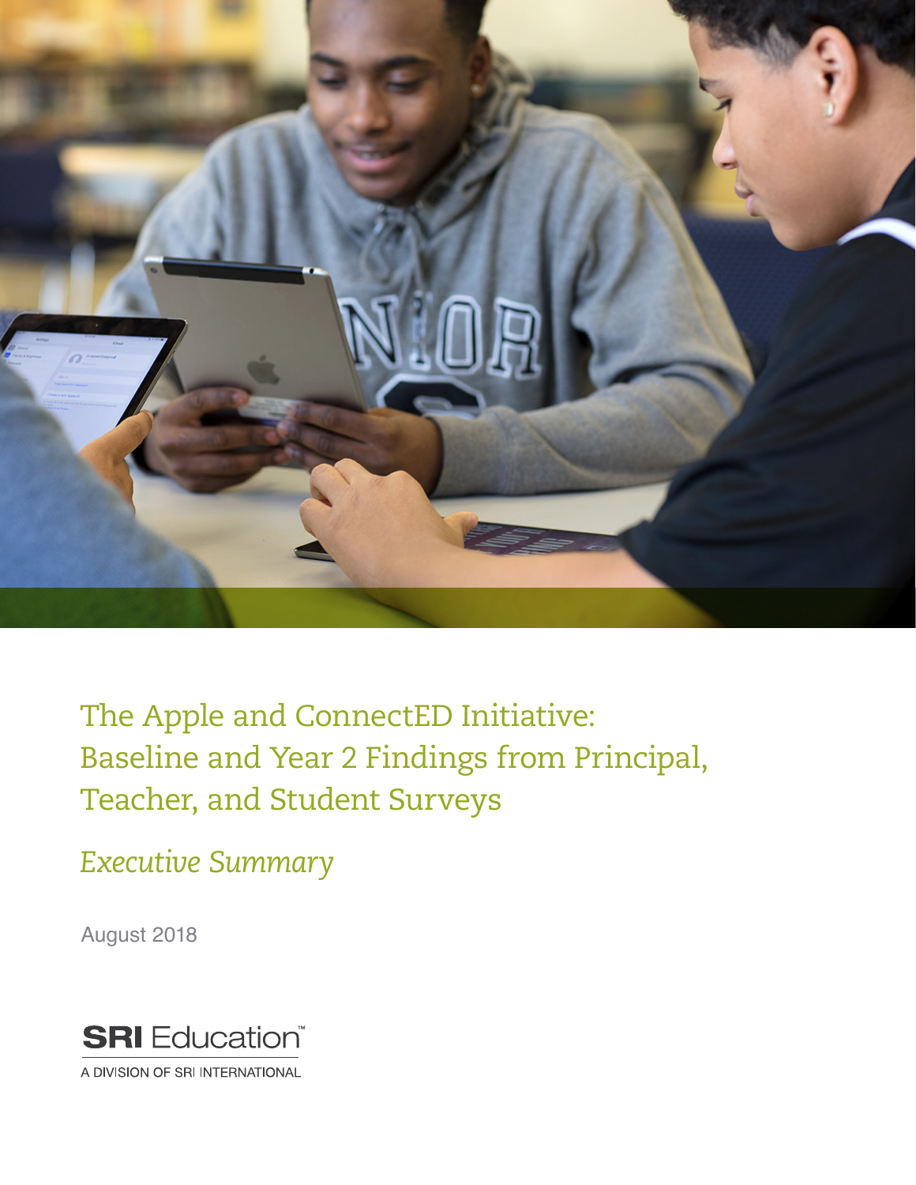# The Apple and ConnectED Initiative: Baseline and Year 2 Findings from Principal, Teacher, and Student Surveys

*Executive Summary*

August 2018

SRI Education™

A DIVISION OF SRI INTERNATIONAL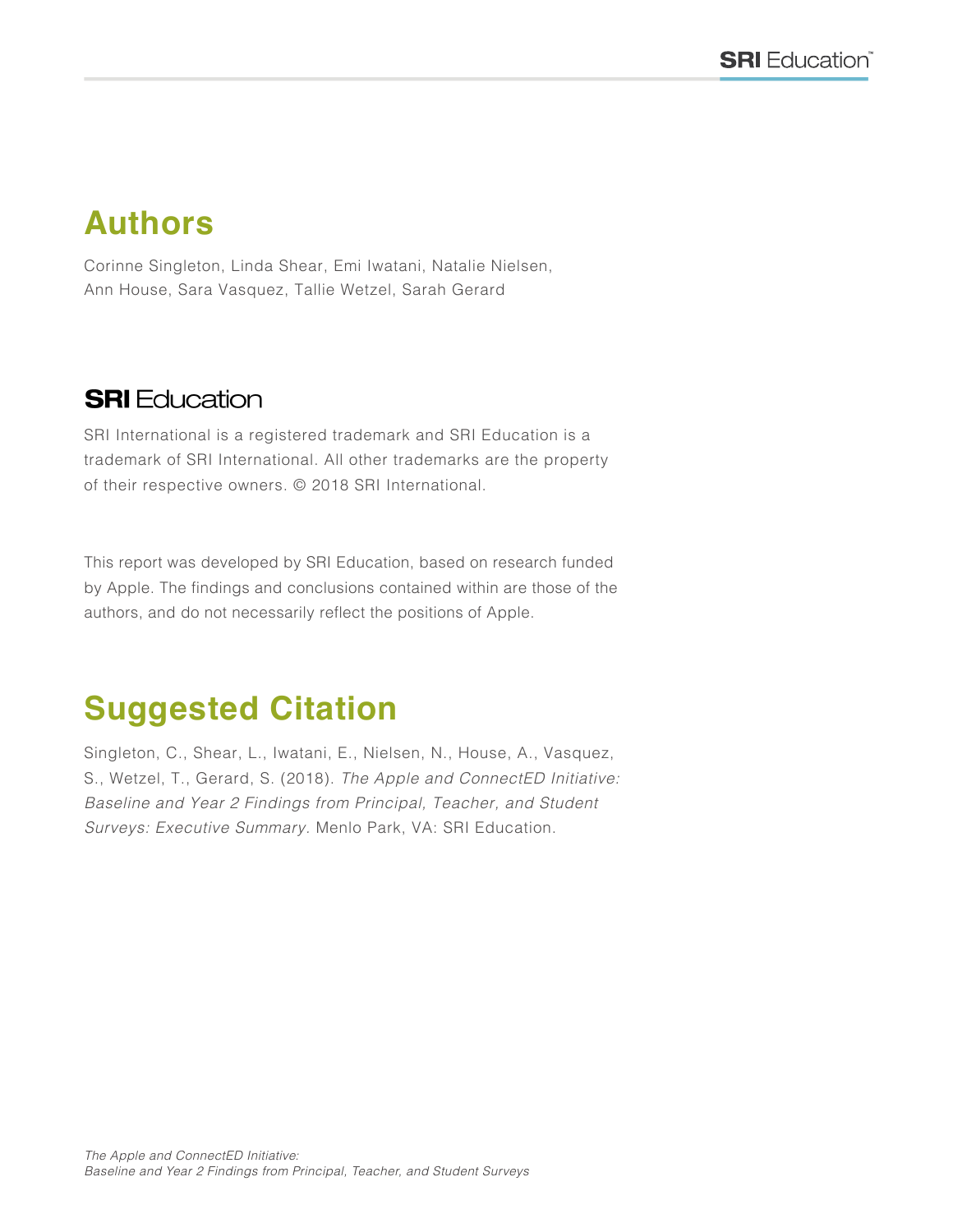## Authors

Corinne Singleton, Linda Shear, Emi Iwatani, Natalie Nielsen, Ann House, Sara Vasquez, Tallie Wetzel, Sarah Gerard

**SRI** Education

SRI International is a registered trademark and SRI Education is a trademark of SRI International. All other trademarks are the property of their respective owners. © 2018 SRI International.

This report was developed by SRI Education, based on research funded by Apple. The findings and conclusions contained within are those of the authors, and do not necessarily reflect the positions of Apple.

## Suggested Citation

Singleton, C., Shear, L., Iwatani, E., Nielsen, N., House, A., Vasquez, S., Wetzel, T., Gerard, S. (2018). *The Apple and ConnectED Initiative: Baseline and Year 2 Findings from Principal, Teacher, and Student Surveys: Executive Summary.* Menlo Park, VA: SRI Education.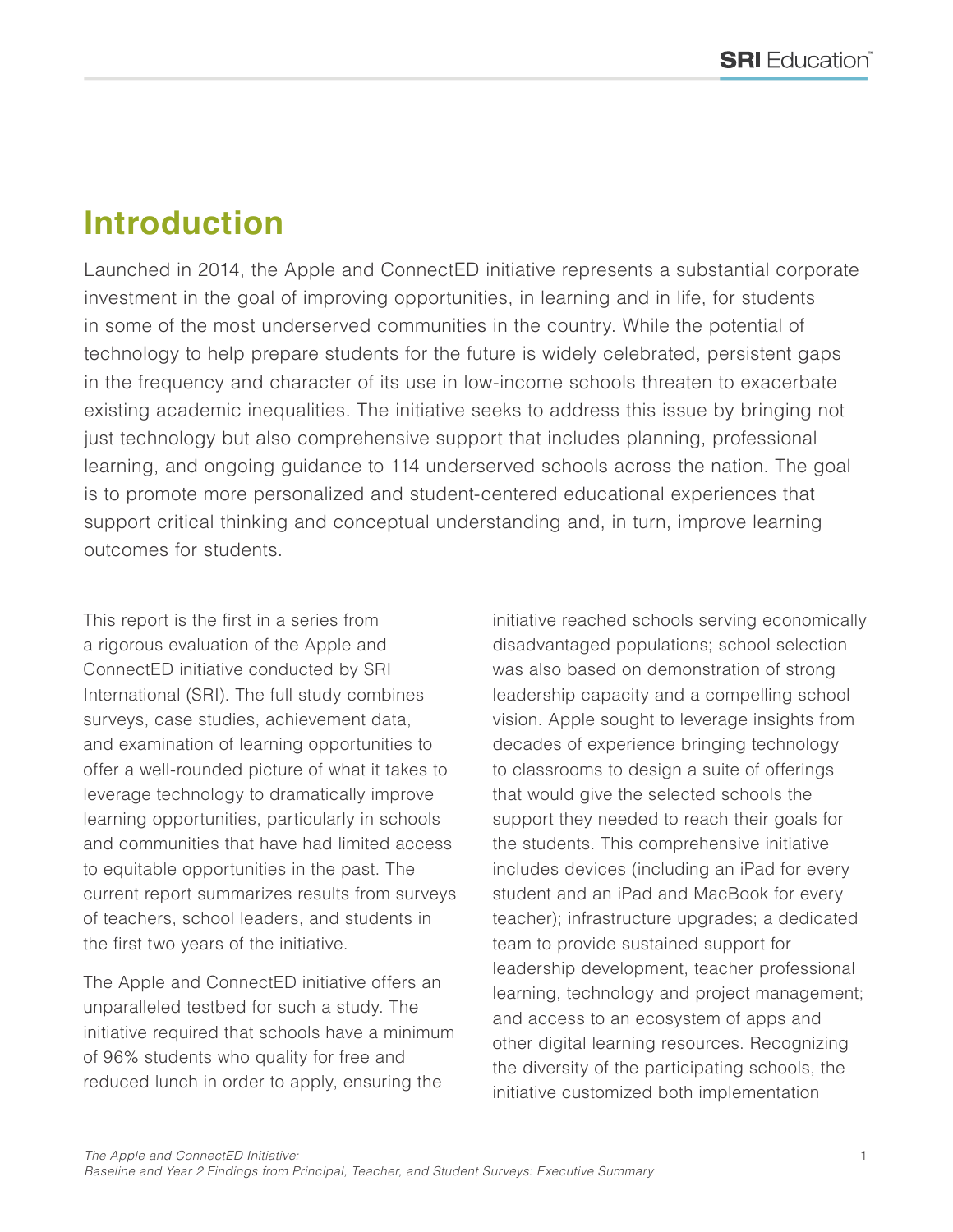# Introduction

Launched in 2014, the Apple and ConnectED initiative represents a substantial corporate investment in the goal of improving opportunities, in learning and in life, for students in some of the most underserved communities in the country. While the potential of technology to help prepare students for the future is widely celebrated, persistent gaps in the frequency and character of its use in low-income schools threaten to exacerbate existing academic inequalities. The initiative seeks to address this issue by bringing not just technology but also comprehensive support that includes planning, professional learning, and ongoing guidance to 114 underserved schools across the nation. The goal is to promote more personalized and student-centered educational experiences that support critical thinking and conceptual understanding and, in turn, improve learning outcomes for students.

This report is the first in a series from a rigorous evaluation of the Apple and ConnectED initiative conducted by SRI International (SRI). The full study combines surveys, case studies, achievement data, and examination of learning opportunities to offer a well-rounded picture of what it takes to leverage technology to dramatically improve learning opportunities, particularly in schools and communities that have had limited access to equitable opportunities in the past. The current report summarizes results from surveys of teachers, school leaders, and students in the first two years of the initiative.

The Apple and ConnectED initiative offers an unparalleled testbed for such a study. The initiative required that schools have a minimum of 96% students who quality for free and reduced lunch in order to apply, ensuring the initiative reached schools serving economically disadvantaged populations; school selection was also based on demonstration of strong leadership capacity and a compelling school vision. Apple sought to leverage insights from decades of experience bringing technology to classrooms to design a suite of offerings that would give the selected schools the support they needed to reach their goals for the students. This comprehensive initiative includes devices (including an iPad for every student and an iPad and MacBook for every teacher); infrastructure upgrades; a dedicated team to provide sustained support for leadership development, teacher professional learning, technology and project management; and access to an ecosystem of apps and other digital learning resources. Recognizing the diversity of the participating schools, the initiative customized both implementation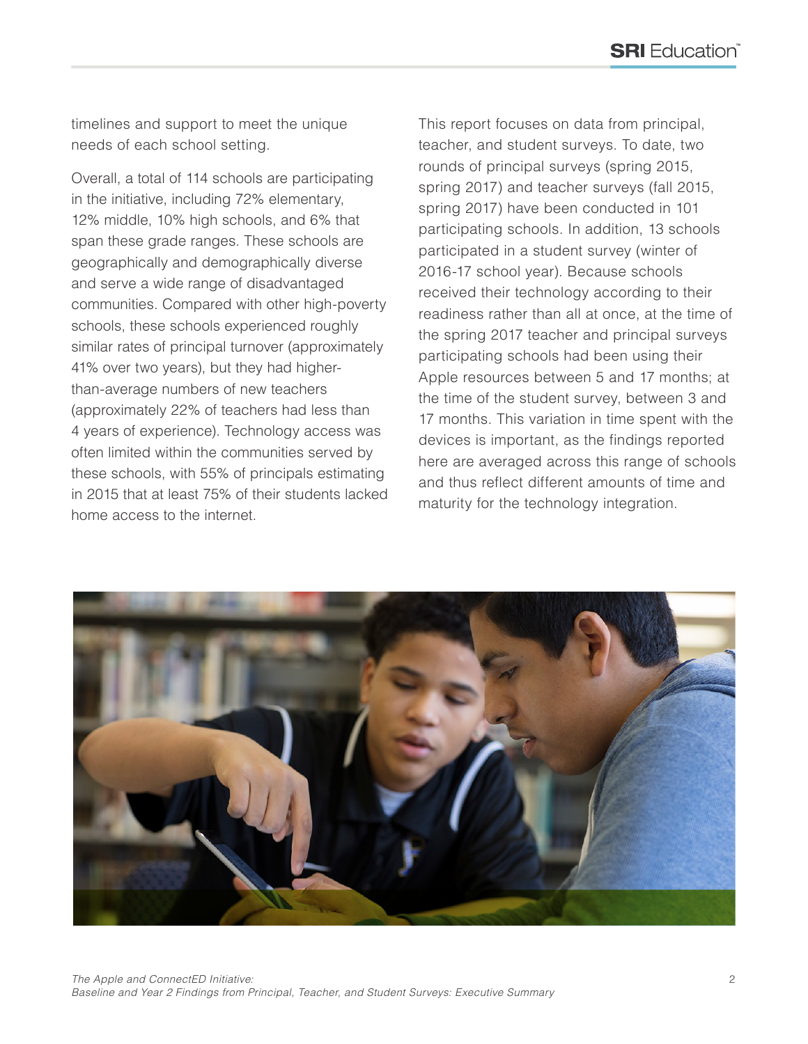timelines and support to meet the unique needs of each school setting.

Overall, a total of 114 schools are participating in the initiative, including 72% elementary, 12% middle, 10% high schools, and 6% that span these grade ranges. These schools are geographically and demographically diverse and serve a wide range of disadvantaged communities. Compared with other high-poverty schools, these schools experienced roughly similar rates of principal turnover (approximately 41% over two years), but they had higher-than-average numbers of new teachers (approximately 22% of teachers had less than 4 years of experience). Technology access was often limited within the communities served by these schools, with 55% of principals estimating in 2015 that at least 75% of their students lacked home access to the internet.

This report focuses on data from principal, teacher, and student surveys. To date, two rounds of principal surveys (spring 2015, spring 2017) and teacher surveys (fall 2015, spring 2017) have been conducted in 101 participating schools. In addition, 13 schools participated in a student survey (winter of 2016-17 school year). Because schools received their technology according to their readiness rather than all at once, at the time of the spring 2017 teacher and principal surveys participating schools had been using their Apple resources between 5 and 17 months; at the time of the student survey, between 3 and 17 months. This variation in time spent with the devices is important, as the findings reported here are averaged across this range of schools and thus reflect different amounts of time and maturity for the technology integration.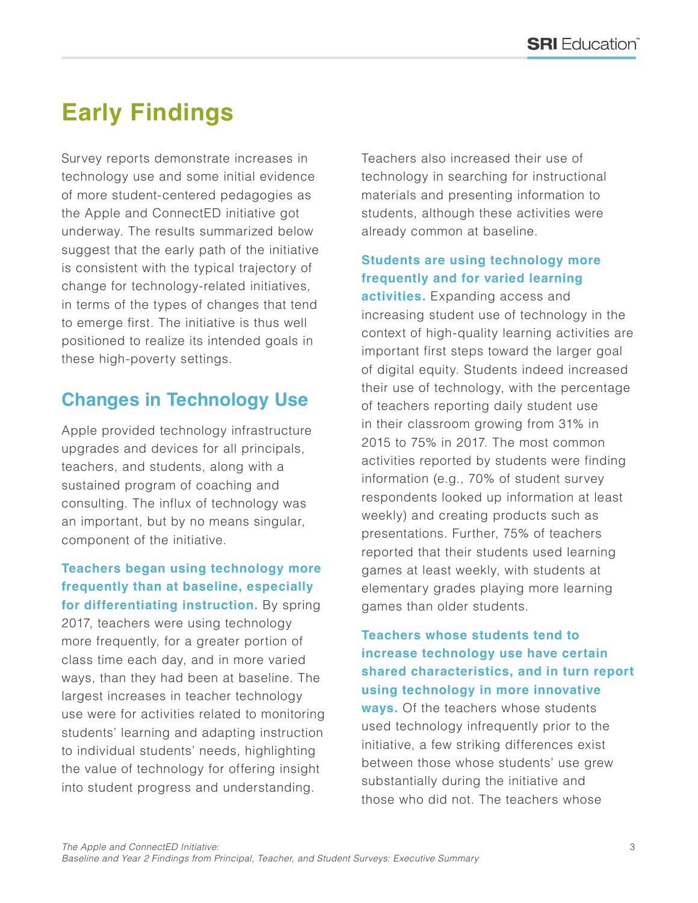# Early Findings

Survey reports demonstrate increases in technology use and some initial evidence of more student-centered pedagogies as the Apple and ConnectED initiative got underway. The results summarized below suggest that the early path of the initiative is consistent with the typical trajectory of change for technology-related initiatives, in terms of the types of changes that tend to emerge first. The initiative is thus well positioned to realize its intended goals in these high-poverty settings.

## Changes in Technology Use

Apple provided technology infrastructure upgrades and devices for all principals, teachers, and students, along with a sustained program of coaching and consulting. The influx of technology was an important, but by no means singular, component of the initiative.

**Teachers began using technology more frequently than at baseline, especially for differentiating instruction.** By spring 2017, teachers were using technology more frequently, for a greater portion of class time each day, and in more varied ways, than they had been at baseline. The largest increases in teacher technology use were for activities related to monitoring students' learning and adapting instruction to individual students' needs, highlighting the value of technology for offering insight into student progress and understanding.

Teachers also increased their use of technology in searching for instructional materials and presenting information to students, although these activities were already common at baseline.

**Students are using technology more frequently and for varied learning activities.** Expanding access and increasing student use of technology in the context of high-quality learning activities are important first steps toward the larger goal of digital equity. Students indeed increased their use of technology, with the percentage of teachers reporting daily student use in their classroom growing from 31% in 2015 to 75% in 2017. The most common activities reported by students were finding information (e.g., 70% of student survey respondents looked up information at least weekly) and creating products such as presentations. Further, 75% of teachers reported that their students used learning games at least weekly, with students at elementary grades playing more learning games than older students.

**Teachers whose students tend to increase technology use have certain shared characteristics, and in turn report using technology in more innovative ways.** Of the teachers whose students used technology infrequently prior to the initiative, a few striking differences exist between those whose students' use grew substantially during the initiative and those who did not. The teachers whose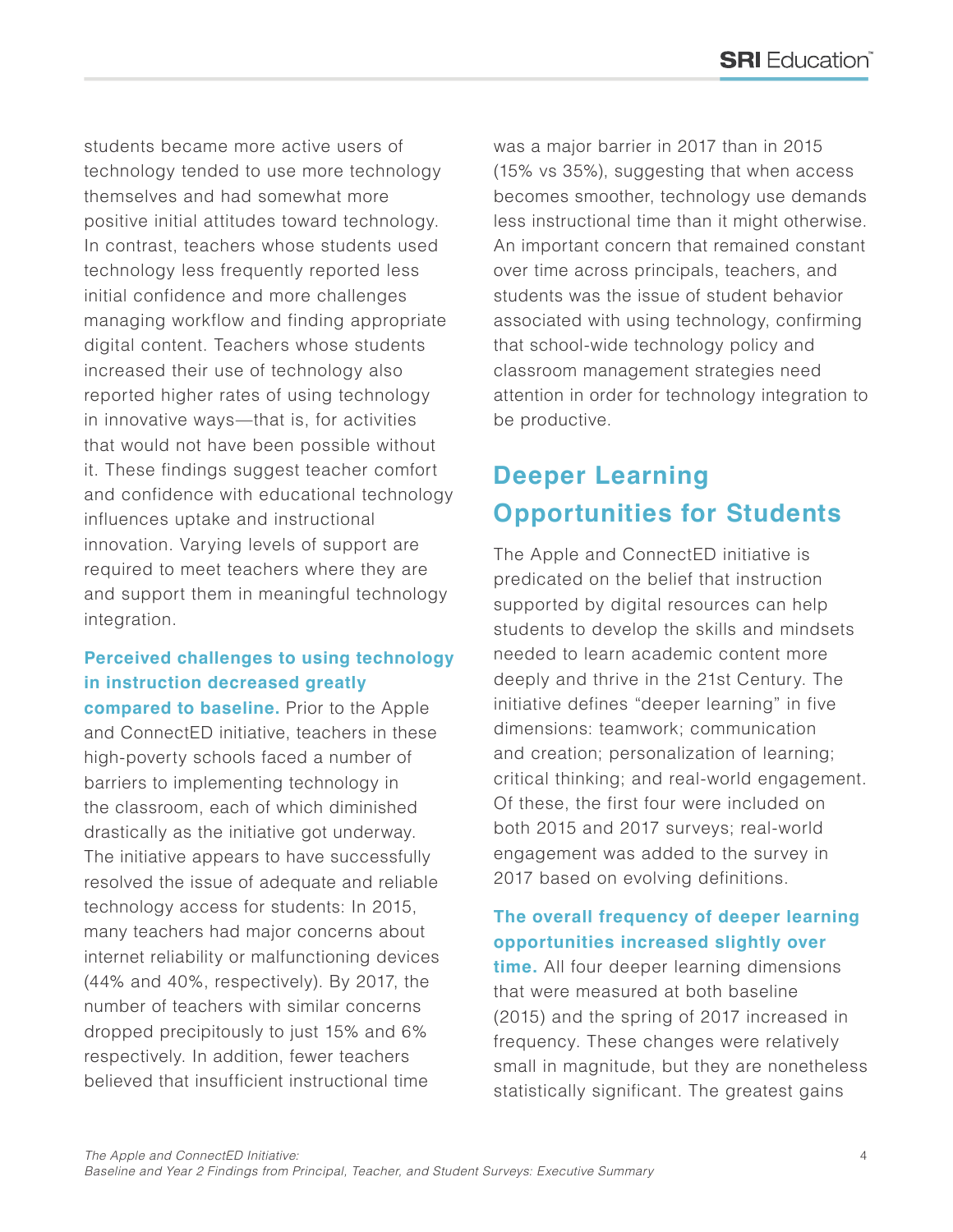students became more active users of technology tended to use more technology themselves and had somewhat more positive initial attitudes toward technology. In contrast, teachers whose students used technology less frequently reported less initial confidence and more challenges managing workflow and finding appropriate digital content. Teachers whose students increased their use of technology also reported higher rates of using technology in innovative ways—that is, for activities that would not have been possible without it. These findings suggest teacher comfort and confidence with educational technology influences uptake and instructional innovation. Varying levels of support are required to meet teachers where they are and support them in meaningful technology integration.

**Perceived challenges to using technology in instruction decreased greatly compared to baseline.** Prior to the Apple and ConnectED initiative, teachers in these high-poverty schools faced a number of barriers to implementing technology in the classroom, each of which diminished drastically as the initiative got underway. The initiative appears to have successfully resolved the issue of adequate and reliable technology access for students: In 2015, many teachers had major concerns about internet reliability or malfunctioning devices (44% and 40%, respectively). By 2017, the number of teachers with similar concerns dropped precipitously to just 15% and 6% respectively. In addition, fewer teachers believed that insufficient instructional time was a major barrier in 2017 than in 2015 (15% vs 35%), suggesting that when access becomes smoother, technology use demands less instructional time than it might otherwise. An important concern that remained constant over time across principals, teachers, and students was the issue of student behavior associated with using technology, confirming that school-wide technology policy and classroom management strategies need attention in order for technology integration to be productive.

## Deeper Learning Opportunities for Students

The Apple and ConnectED initiative is predicated on the belief that instruction supported by digital resources can help students to develop the skills and mindsets needed to learn academic content more deeply and thrive in the 21st Century. The initiative defines "deeper learning" in five dimensions: teamwork; communication and creation; personalization of learning; critical thinking; and real-world engagement. Of these, the first four were included on both 2015 and 2017 surveys; real-world engagement was added to the survey in 2017 based on evolving definitions.

**The overall frequency of deeper learning opportunities increased slightly over time.** All four deeper learning dimensions that were measured at both baseline (2015) and the spring of 2017 increased in frequency. These changes were relatively small in magnitude, but they are nonetheless statistically significant. The greatest gains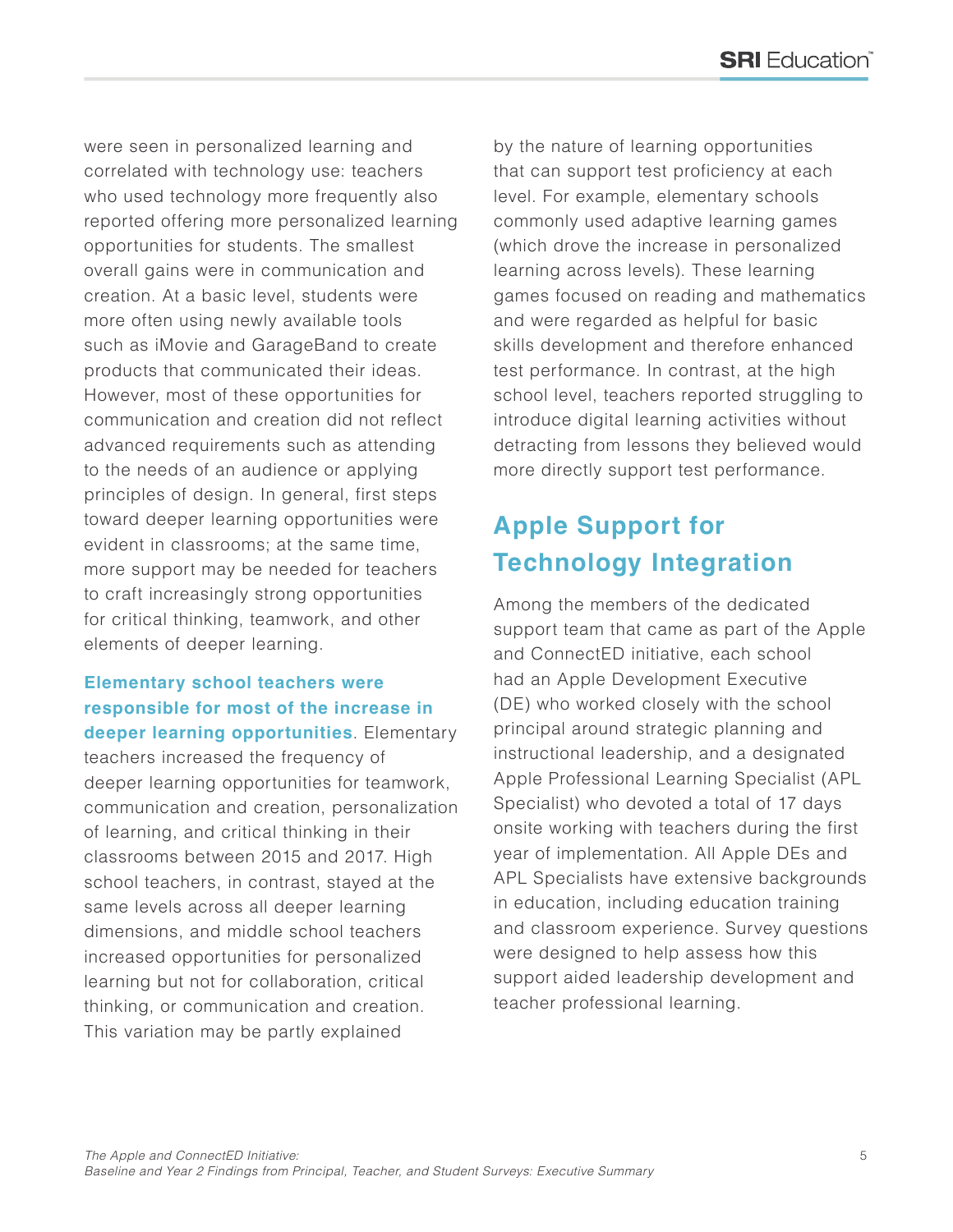were seen in personalized learning and correlated with technology use: teachers who used technology more frequently also reported offering more personalized learning opportunities for students. The smallest overall gains were in communication and creation. At a basic level, students were more often using newly available tools such as iMovie and GarageBand to create products that communicated their ideas. However, most of these opportunities for communication and creation did not reflect advanced requirements such as attending to the needs of an audience or applying principles of design. In general, first steps toward deeper learning opportunities were evident in classrooms; at the same time, more support may be needed for teachers to craft increasingly strong opportunities for critical thinking, teamwork, and other elements of deeper learning.

**Elementary school teachers were responsible for most of the increase in deeper learning opportunities**. Elementary teachers increased the frequency of deeper learning opportunities for teamwork, communication and creation, personalization of learning, and critical thinking in their classrooms between 2015 and 2017. High school teachers, in contrast, stayed at the same levels across all deeper learning dimensions, and middle school teachers increased opportunities for personalized learning but not for collaboration, critical thinking, or communication and creation. This variation may be partly explained by the nature of learning opportunities that can support test proficiency at each level. For example, elementary schools commonly used adaptive learning games (which drove the increase in personalized learning across levels). These learning games focused on reading and mathematics and were regarded as helpful for basic skills development and therefore enhanced test performance. In contrast, at the high school level, teachers reported struggling to introduce digital learning activities without detracting from lessons they believed would more directly support test performance.

## Apple Support for Technology Integration

Among the members of the dedicated support team that came as part of the Apple and ConnectED initiative, each school had an Apple Development Executive (DE) who worked closely with the school principal around strategic planning and instructional leadership, and a designated Apple Professional Learning Specialist (APL Specialist) who devoted a total of 17 days onsite working with teachers during the first year of implementation. All Apple DEs and APL Specialists have extensive backgrounds in education, including education training and classroom experience. Survey questions were designed to help assess how this support aided leadership development and teacher professional learning.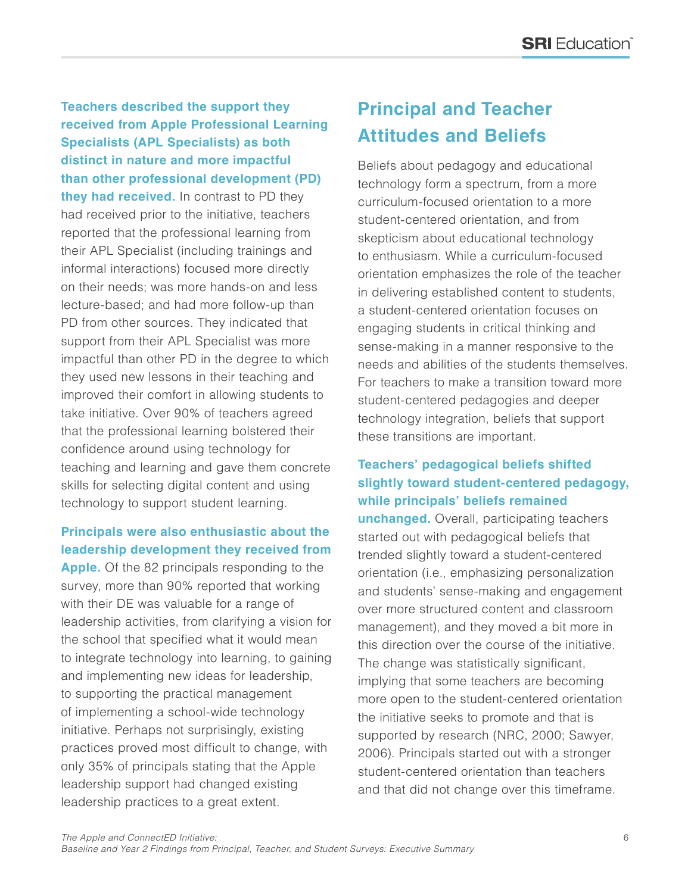**Teachers described the support they received from Apple Professional Learning Specialists (APL Specialists) as both distinct in nature and more impactful than other professional development (PD) they had received.** In contrast to PD they had received prior to the initiative, teachers reported that the professional learning from their APL Specialist (including trainings and informal interactions) focused more directly on their needs; was more hands-on and less lecture-based; and had more follow-up than PD from other sources. They indicated that support from their APL Specialist was more impactful than other PD in the degree to which they used new lessons in their teaching and improved their comfort in allowing students to take initiative. Over 90% of teachers agreed that the professional learning bolstered their confidence around using technology for teaching and learning and gave them concrete skills for selecting digital content and using technology to support student learning.

**Principals were also enthusiastic about the leadership development they received from Apple.** Of the 82 principals responding to the survey, more than 90% reported that working with their DE was valuable for a range of leadership activities, from clarifying a vision for the school that specified what it would mean to integrate technology into learning, to gaining and implementing new ideas for leadership, to supporting the practical management of implementing a school-wide technology initiative. Perhaps not surprisingly, existing practices proved most difficult to change, with only 35% of principals stating that the Apple leadership support had changed existing leadership practices to a great extent.

## Principal and Teacher Attitudes and Beliefs

Beliefs about pedagogy and educational technology form a spectrum, from a more curriculum-focused orientation to a more student-centered orientation, and from skepticism about educational technology to enthusiasm. While a curriculum-focused orientation emphasizes the role of the teacher in delivering established content to students, a student-centered orientation focuses on engaging students in critical thinking and sense-making in a manner responsive to the needs and abilities of the students themselves. For teachers to make a transition toward more student-centered pedagogies and deeper technology integration, beliefs that support these transitions are important.

**Teachers' pedagogical beliefs shifted slightly toward student-centered pedagogy, while principals' beliefs remained unchanged.** Overall, participating teachers started out with pedagogical beliefs that trended slightly toward a student-centered orientation (i.e., emphasizing personalization and students' sense-making and engagement over more structured content and classroom management), and they moved a bit more in this direction over the course of the initiative. The change was statistically significant, implying that some teachers are becoming more open to the student-centered orientation the initiative seeks to promote and that is supported by research (NRC, 2000; Sawyer, 2006). Principals started out with a stronger student-centered orientation than teachers and that did not change over this timeframe.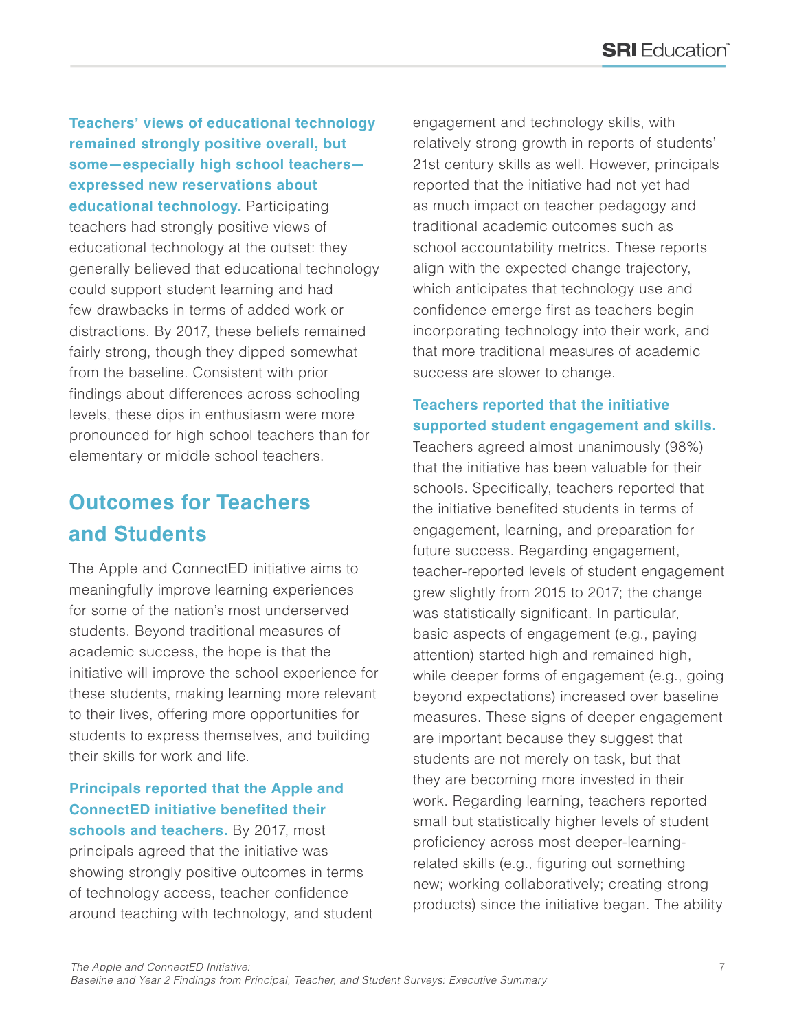**Teachers' views of educational technology remained strongly positive overall, but some—especially high school teachers—expressed new reservations about educational technology.** Participating teachers had strongly positive views of educational technology at the outset: they generally believed that educational technology could support student learning and had few drawbacks in terms of added work or distractions. By 2017, these beliefs remained fairly strong, though they dipped somewhat from the baseline. Consistent with prior findings about differences across schooling levels, these dips in enthusiasm were more pronounced for high school teachers than for elementary or middle school teachers.

## Outcomes for Teachers and Students

The Apple and ConnectED initiative aims to meaningfully improve learning experiences for some of the nation's most underserved students. Beyond traditional measures of academic success, the hope is that the initiative will improve the school experience for these students, making learning more relevant to their lives, offering more opportunities for students to express themselves, and building their skills for work and life.

**Principals reported that the Apple and ConnectED initiative benefited their schools and teachers.** By 2017, most principals agreed that the initiative was showing strongly positive outcomes in terms of technology access, teacher confidence around teaching with technology, and student engagement and technology skills, with relatively strong growth in reports of students' 21st century skills as well. However, principals reported that the initiative had not yet had as much impact on teacher pedagogy and traditional academic outcomes such as school accountability metrics. These reports align with the expected change trajectory, which anticipates that technology use and confidence emerge first as teachers begin incorporating technology into their work, and that more traditional measures of academic success are slower to change.

**Teachers reported that the initiative supported student engagement and skills.** Teachers agreed almost unanimously (98%) that the initiative has been valuable for their schools. Specifically, teachers reported that the initiative benefited students in terms of engagement, learning, and preparation for future success. Regarding engagement, teacher-reported levels of student engagement grew slightly from 2015 to 2017; the change was statistically significant. In particular, basic aspects of engagement (e.g., paying attention) started high and remained high, while deeper forms of engagement (e.g., going beyond expectations) increased over baseline measures. These signs of deeper engagement are important because they suggest that students are not merely on task, but that they are becoming more invested in their work. Regarding learning, teachers reported small but statistically higher levels of student proficiency across most deeper-learning-related skills (e.g., figuring out something new; working collaboratively; creating strong products) since the initiative began. The ability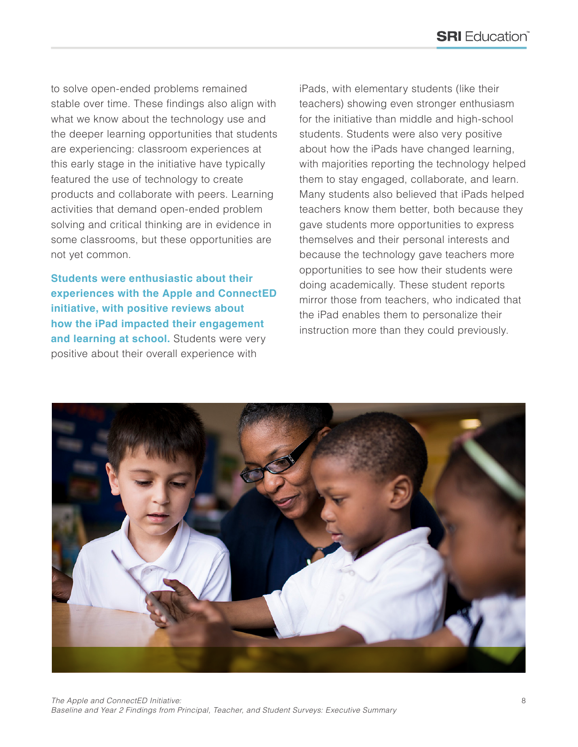to solve open-ended problems remained stable over time. These findings also align with what we know about the technology use and the deeper learning opportunities that students are experiencing: classroom experiences at this early stage in the initiative have typically featured the use of technology to create products and collaborate with peers. Learning activities that demand open-ended problem solving and critical thinking are in evidence in some classrooms, but these opportunities are not yet common.

**Students were enthusiastic about their experiences with the Apple and ConnectED initiative, with positive reviews about how the iPad impacted their engagement and learning at school.** Students were very positive about their overall experience with iPads, with elementary students (like their teachers) showing even stronger enthusiasm for the initiative than middle and high-school students. Students were also very positive about how the iPads have changed learning, with majorities reporting the technology helped them to stay engaged, collaborate, and learn. Many students also believed that iPads helped teachers know them better, both because they gave students more opportunities to express themselves and their personal interests and because the technology gave teachers more opportunities to see how their students were doing academically. These student reports mirror those from teachers, who indicated that the iPad enables them to personalize their instruction more than they could previously.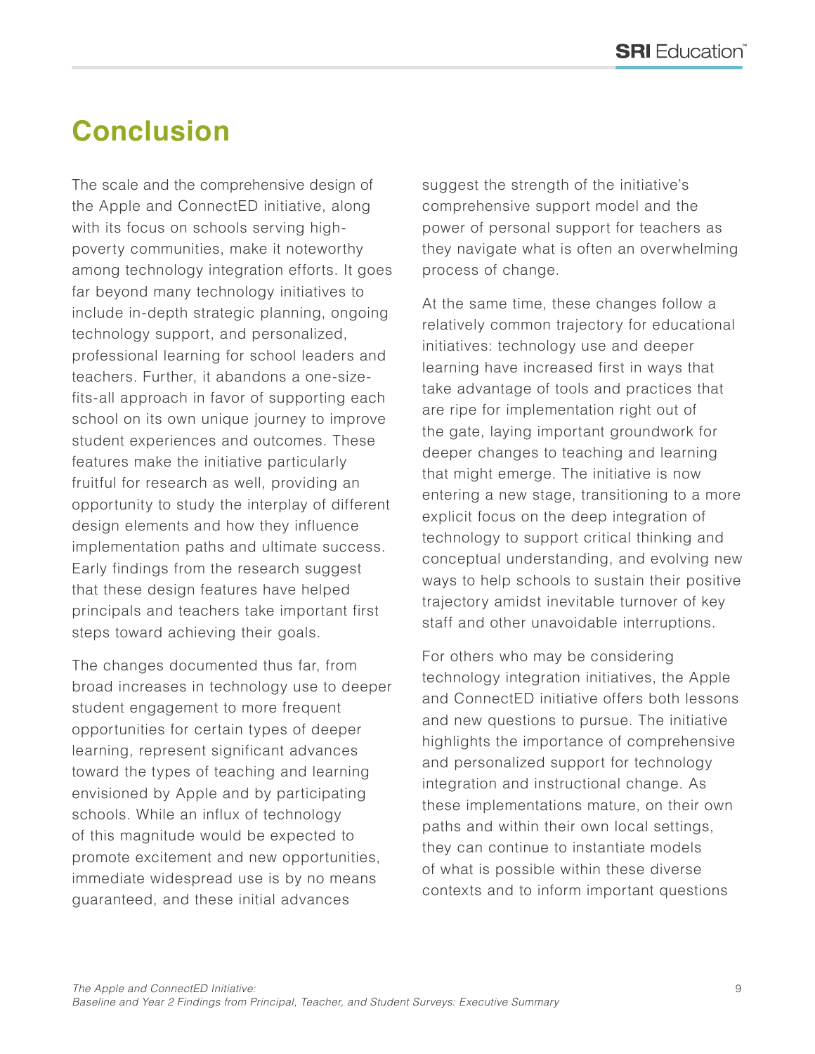# Conclusion

The scale and the comprehensive design of the Apple and ConnectED initiative, along with its focus on schools serving high-poverty communities, make it noteworthy among technology integration efforts. It goes far beyond many technology initiatives to include in-depth strategic planning, ongoing technology support, and personalized, professional learning for school leaders and teachers. Further, it abandons a one-size-fits-all approach in favor of supporting each school on its own unique journey to improve student experiences and outcomes. These features make the initiative particularly fruitful for research as well, providing an opportunity to study the interplay of different design elements and how they influence implementation paths and ultimate success. Early findings from the research suggest that these design features have helped principals and teachers take important first steps toward achieving their goals.

The changes documented thus far, from broad increases in technology use to deeper student engagement to more frequent opportunities for certain types of deeper learning, represent significant advances toward the types of teaching and learning envisioned by Apple and by participating schools. While an influx of technology of this magnitude would be expected to promote excitement and new opportunities, immediate widespread use is by no means guaranteed, and these initial advances suggest the strength of the initiative's comprehensive support model and the power of personal support for teachers as they navigate what is often an overwhelming process of change.

At the same time, these changes follow a relatively common trajectory for educational initiatives: technology use and deeper learning have increased first in ways that take advantage of tools and practices that are ripe for implementation right out of the gate, laying important groundwork for deeper changes to teaching and learning that might emerge. The initiative is now entering a new stage, transitioning to a more explicit focus on the deep integration of technology to support critical thinking and conceptual understanding, and evolving new ways to help schools to sustain their positive trajectory amidst inevitable turnover of key staff and other unavoidable interruptions.

For others who may be considering technology integration initiatives, the Apple and ConnectED initiative offers both lessons and new questions to pursue. The initiative highlights the importance of comprehensive and personalized support for technology integration and instructional change. As these implementations mature, on their own paths and within their own local settings, they can continue to instantiate models of what is possible within these diverse contexts and to inform important questions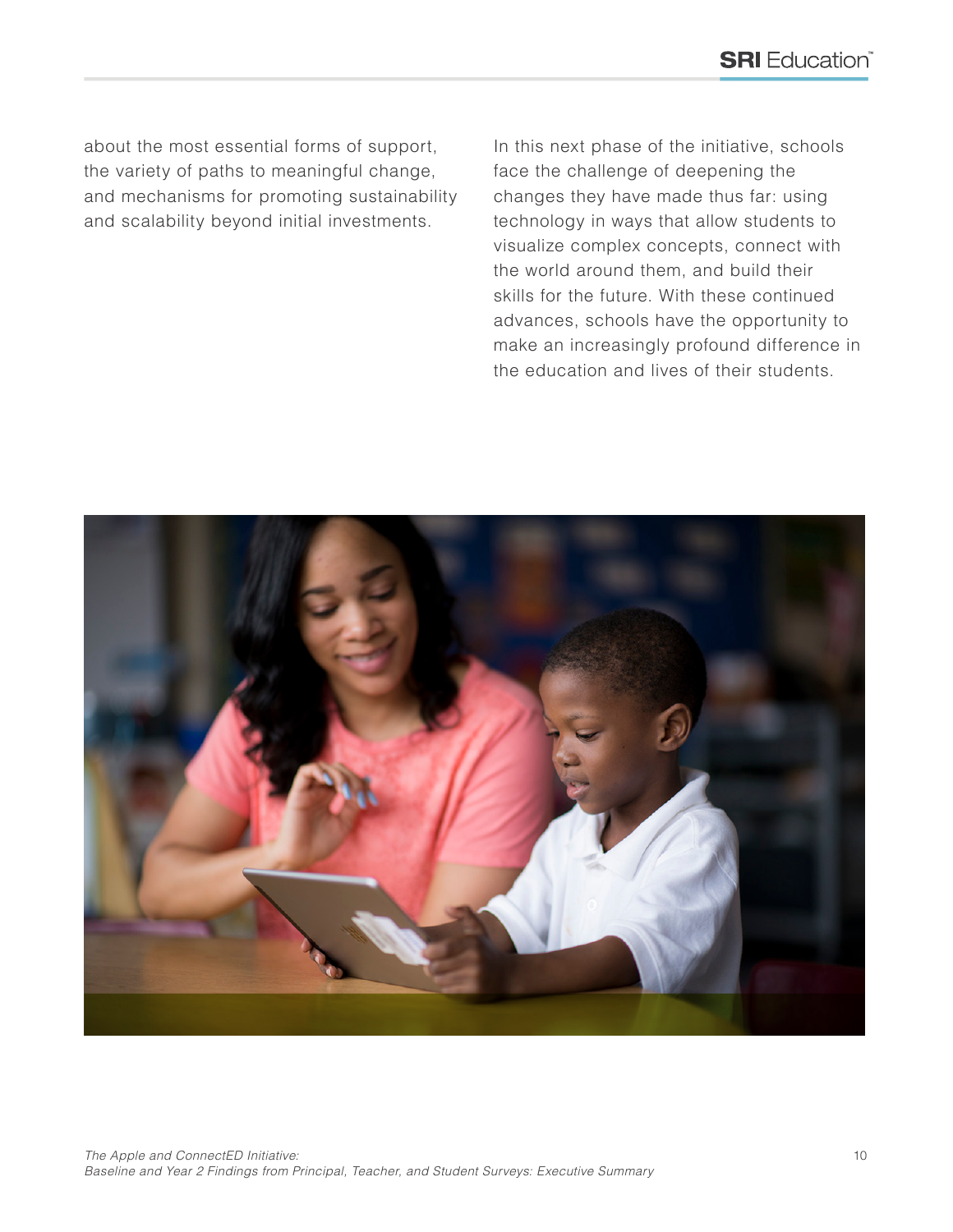about the most essential forms of support, the variety of paths to meaningful change, and mechanisms for promoting sustainability and scalability beyond initial investments.

In this next phase of the initiative, schools face the challenge of deepening the changes they have made thus far: using technology in ways that allow students to visualize complex concepts, connect with the world around them, and build their skills for the future. With these continued advances, schools have the opportunity to make an increasingly profound difference in the education and lives of their students.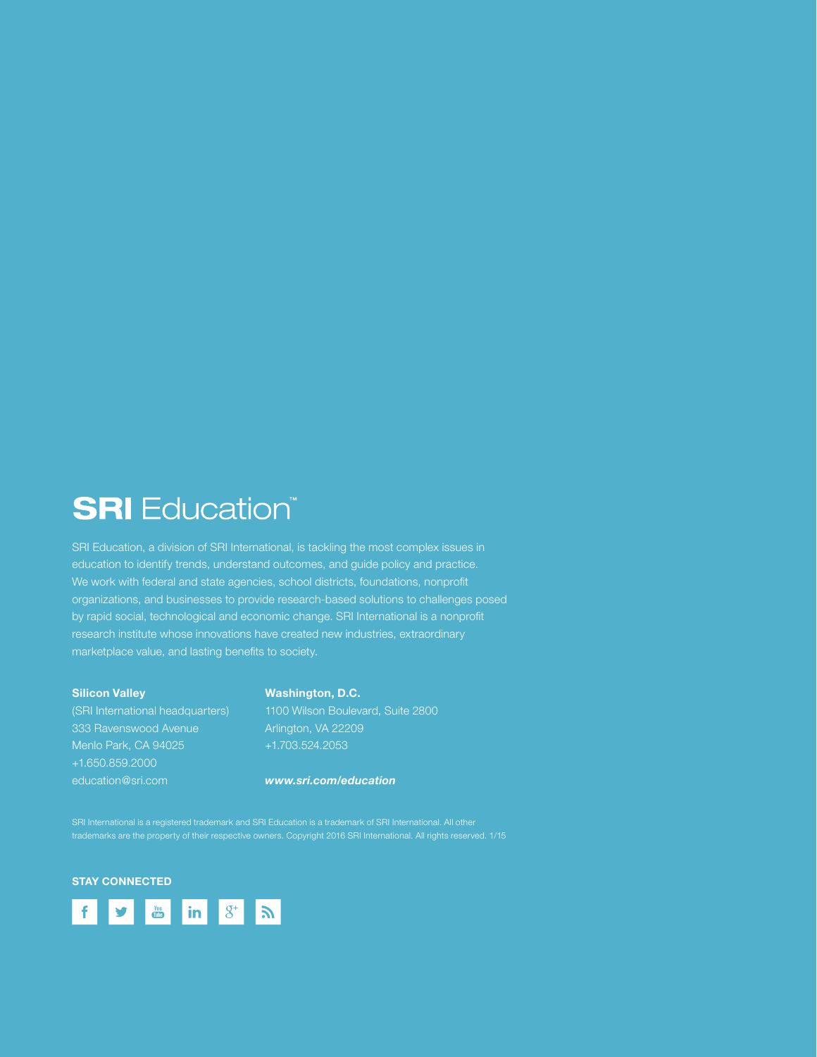# SRI Education™

SRI Education, a division of SRI International, is tackling the most complex issues in education to identify trends, understand outcomes, and guide policy and practice. We work with federal and state agencies, school districts, foundations, nonprofit organizations, and businesses to provide research-based solutions to challenges posed by rapid social, technological and economic change. SRI International is a nonprofit research institute whose innovations have created new industries, extraordinary marketplace value, and lasting benefits to society.

**Silicon Valley**
(SRI International headquarters)
333 Ravenswood Avenue
Menlo Park, CA 94025
+1.650.859.2000
education@sri.com

**Washington, D.C.**
1100 Wilson Boulevard, Suite 2800
Arlington, VA 22209
+1.703.524.2053

***www.sri.com/education***

SRI International is a registered trademark and SRI Education is a trademark of SRI International. All other trademarks are the property of their respective owners. Copyright 2016 SRI International. All rights reserved. 1/15

**STAY CONNECTED**